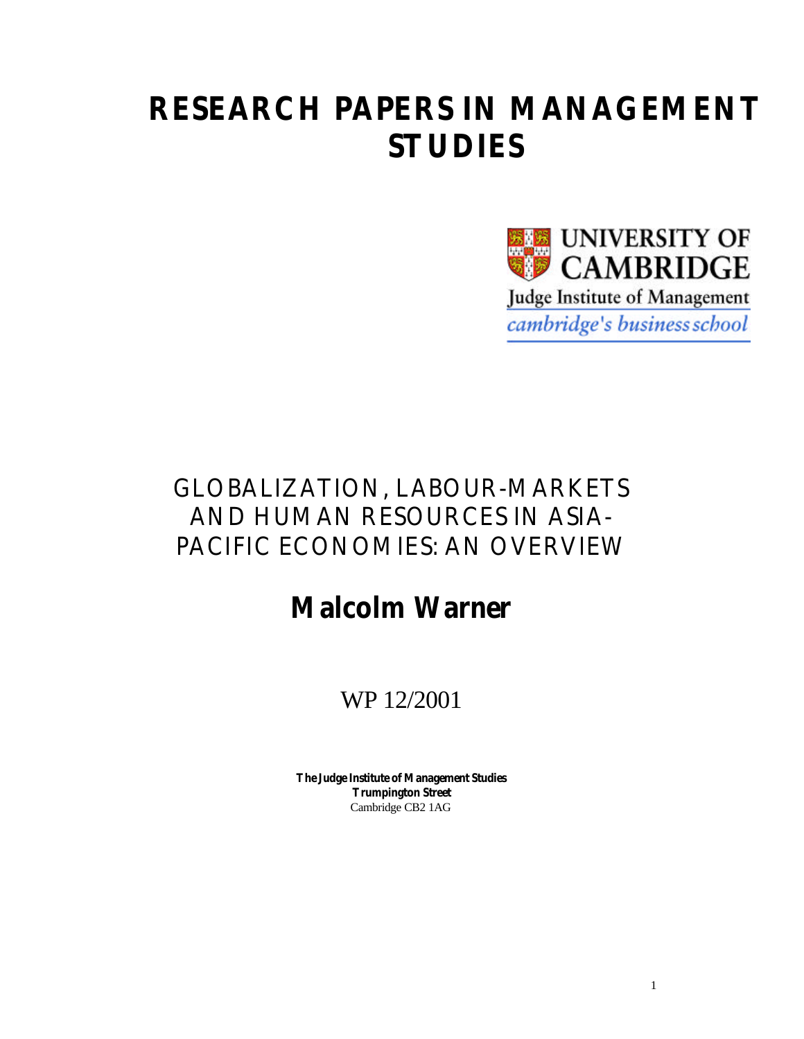# RESEARCH PAPERS IN MANAGEMENT STUDIES

UNIVERSITY OF CAMBRIDGE

Judge Institute of Management

*cambridge's business school*

## GLOBALIZATION, LABOUR-MARKETS AND HUMAN RESOURCES IN ASIA-PACIFIC ECONOMIES: AN OVERVIEW

**Malcolm Warner**

WP 12/2001

**The Judge Institute of Management Studies**
**Trumpington Street**
Cambridge CB2 1AG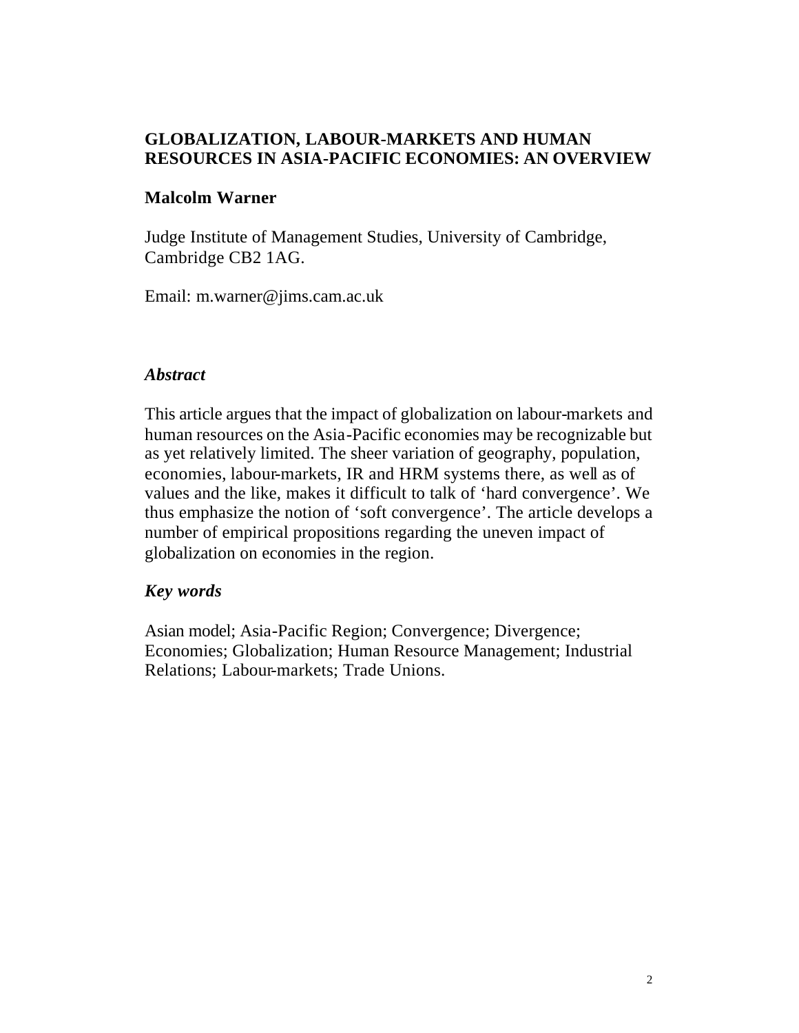# GLOBALIZATION, LABOUR-MARKETS AND HUMAN RESOURCES IN ASIA-PACIFIC ECONOMIES: AN OVERVIEW

**Malcolm Warner**

Judge Institute of Management Studies, University of Cambridge, Cambridge CB2 1AG.

Email: m.warner@jims.cam.ac.uk

## *Abstract*

This article argues that the impact of globalization on labour-markets and human resources on the Asia-Pacific economies may be recognizable but as yet relatively limited. The sheer variation of geography, population, economies, labour-markets, IR and HRM systems there, as well as of values and the like, makes it difficult to talk of 'hard convergence'. We thus emphasize the notion of 'soft convergence'. The article develops a number of empirical propositions regarding the uneven impact of globalization on economies in the region.

## *Key words*

Asian model; Asia-Pacific Region; Convergence; Divergence; Economies; Globalization; Human Resource Management; Industrial Relations; Labour-markets; Trade Unions.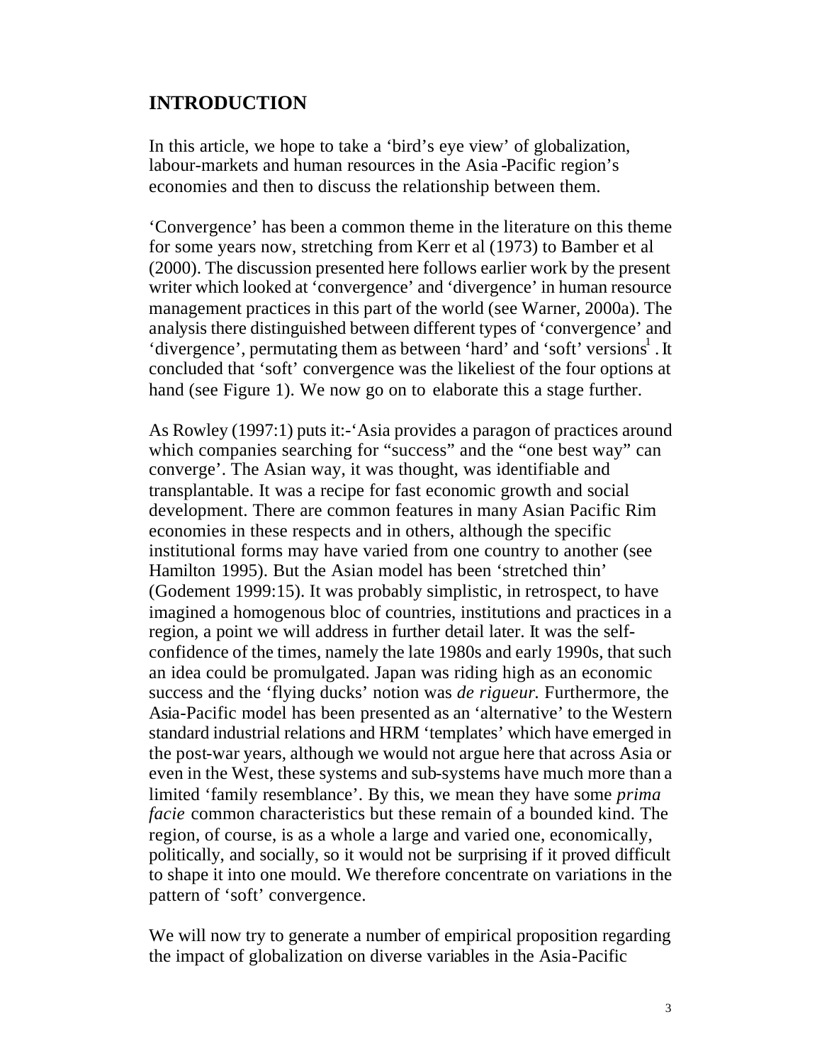## INTRODUCTION

In this article, we hope to take a 'bird's eye view' of globalization, labour-markets and human resources in the Asia-Pacific region's economies and then to discuss the relationship between them.

'Convergence' has been a common theme in the literature on this theme for some years now, stretching from Kerr et al (1973) to Bamber et al (2000). The discussion presented here follows earlier work by the present writer which looked at 'convergence' and 'divergence' in human resource management practices in this part of the world (see Warner, 2000a). The analysis there distinguished between different types of 'convergence' and 'divergence', permutating them as between 'hard' and 'soft' versions[1]. It concluded that 'soft' convergence was the likeliest of the four options at hand (see Figure 1). We now go on to elaborate this a stage further.

As Rowley (1997:1) puts it:-'Asia provides a paragon of practices around which companies searching for "success" and the "one best way" can converge'. The Asian way, it was thought, was identifiable and transplantable. It was a recipe for fast economic growth and social development. There are common features in many Asian Pacific Rim economies in these respects and in others, although the specific institutional forms may have varied from one country to another (see Hamilton 1995). But the Asian model has been 'stretched thin' (Godement 1999:15). It was probably simplistic, in retrospect, to have imagined a homogenous bloc of countries, institutions and practices in a region, a point we will address in further detail later. It was the self-confidence of the times, namely the late 1980s and early 1990s, that such an idea could be promulgated. Japan was riding high as an economic success and the 'flying ducks' notion was *de rigueur.* Furthermore, the Asia-Pacific model has been presented as an 'alternative' to the Western standard industrial relations and HRM 'templates' which have emerged in the post-war years, although we would not argue here that across Asia or even in the West, these systems and sub-systems have much more than a limited 'family resemblance'. By this, we mean they have some *prima facie* common characteristics but these remain of a bounded kind. The region, of course, is as a whole a large and varied one, economically, politically, and socially, so it would not be surprising if it proved difficult to shape it into one mould. We therefore concentrate on variations in the pattern of 'soft' convergence.

We will now try to generate a number of empirical proposition regarding the impact of globalization on diverse variables in the Asia-Pacific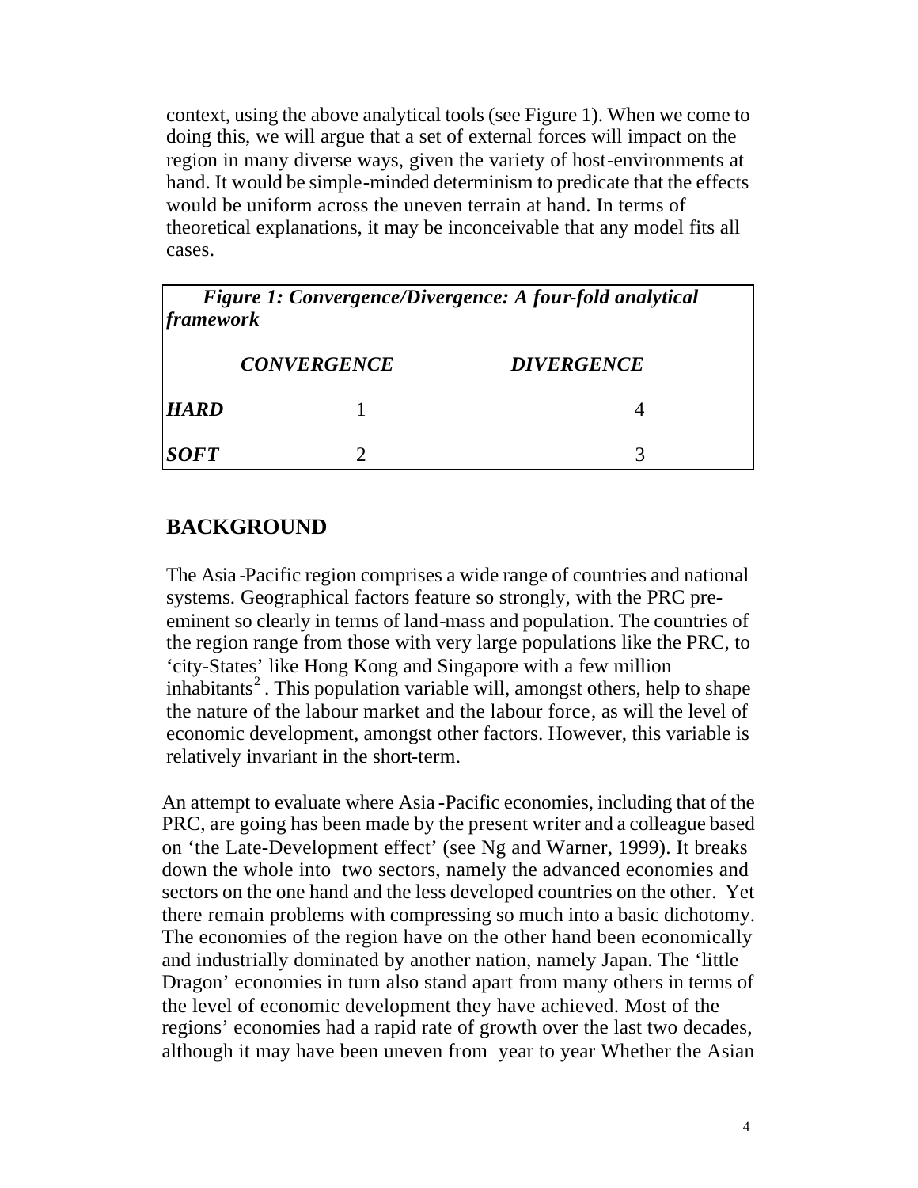context, using the above analytical tools (see Figure 1). When we come to doing this, we will argue that a set of external forces will impact on the region in many diverse ways, given the variety of host-environments at hand. It would be simple-minded determinism to predicate that the effects would be uniform across the uneven terrain at hand. In terms of theoretical explanations, it may be inconceivable that any model fits all cases.

***Figure 1: Convergence/Divergence: A four-fold analytical framework***

| | ***CONVERGENCE*** | ***DIVERGENCE*** |
|---|---|---|
| ***HARD*** | 1 | 4 |
| ***SOFT*** | 2 | 3 |

## BACKGROUND

The Asia-Pacific region comprises a wide range of countries and national systems. Geographical factors feature so strongly, with the PRC pre-eminent so clearly in terms of land-mass and population. The countries of the region range from those with very large populations like the PRC, to 'city-States' like Hong Kong and Singapore with a few million inhabitants[2]. This population variable will, amongst others, help to shape the nature of the labour market and the labour force, as will the level of economic development, amongst other factors. However, this variable is relatively invariant in the short-term.

An attempt to evaluate where Asia-Pacific economies, including that of the PRC, are going has been made by the present writer and a colleague based on 'the Late-Development effect' (see Ng and Warner, 1999). It breaks down the whole into two sectors, namely the advanced economies and sectors on the one hand and the less developed countries on the other. Yet there remain problems with compressing so much into a basic dichotomy. The economies of the region have on the other hand been economically and industrially dominated by another nation, namely Japan. The 'little Dragon' economies in turn also stand apart from many others in terms of the level of economic development they have achieved. Most of the regions' economies had a rapid rate of growth over the last two decades, although it may have been uneven from year to year Whether the Asian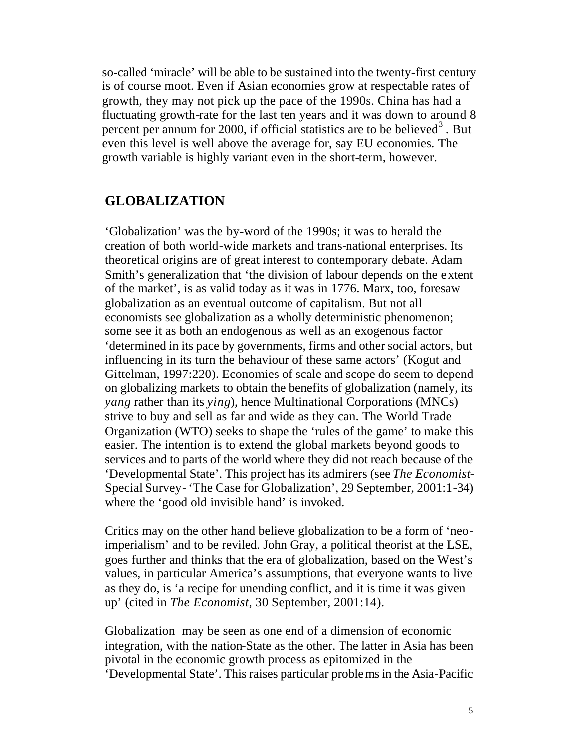so-called 'miracle' will be able to be sustained into the twenty-first century is of course moot. Even if Asian economies grow at respectable rates of growth, they may not pick up the pace of the 1990s. China has had a fluctuating growth-rate for the last ten years and it was down to around 8 percent per annum for 2000, if official statistics are to be believed[3]. But even this level is well above the average for, say EU economies. The growth variable is highly variant even in the short-term, however.

## GLOBALIZATION

'Globalization' was the by-word of the 1990s; it was to herald the creation of both world-wide markets and trans-national enterprises. Its theoretical origins are of great interest to contemporary debate. Adam Smith's generalization that 'the division of labour depends on the extent of the market', is as valid today as it was in 1776. Marx, too, foresaw globalization as an eventual outcome of capitalism. But not all economists see globalization as a wholly deterministic phenomenon; some see it as both an endogenous as well as an exogenous factor 'determined in its pace by governments, firms and other social actors, but influencing in its turn the behaviour of these same actors' (Kogut and Gittelman, 1997:220). Economies of scale and scope do seem to depend on globalizing markets to obtain the benefits of globalization (namely, its *yang* rather than its *ying*), hence Multinational Corporations (MNCs) strive to buy and sell as far and wide as they can. The World Trade Organization (WTO) seeks to shape the 'rules of the game' to make this easier. The intention is to extend the global markets beyond goods to services and to parts of the world where they did not reach because of the 'Developmental State'. This project has its admirers (see *The Economist*-Special Survey- 'The Case for Globalization', 29 September, 2001:1-34) where the 'good old invisible hand' is invoked.

Critics may on the other hand believe globalization to be a form of 'neo-imperialism' and to be reviled. John Gray, a political theorist at the LSE, goes further and thinks that the era of globalization, based on the West's values, in particular America's assumptions, that everyone wants to live as they do, is 'a recipe for unending conflict, and it is time it was given up' (cited in *The Economist*, 30 September, 2001:14).

Globalization may be seen as one end of a dimension of economic integration, with the nation-State as the other. The latter in Asia has been pivotal in the economic growth process as epitomized in the 'Developmental State'. This raises particular problems in the Asia-Pacific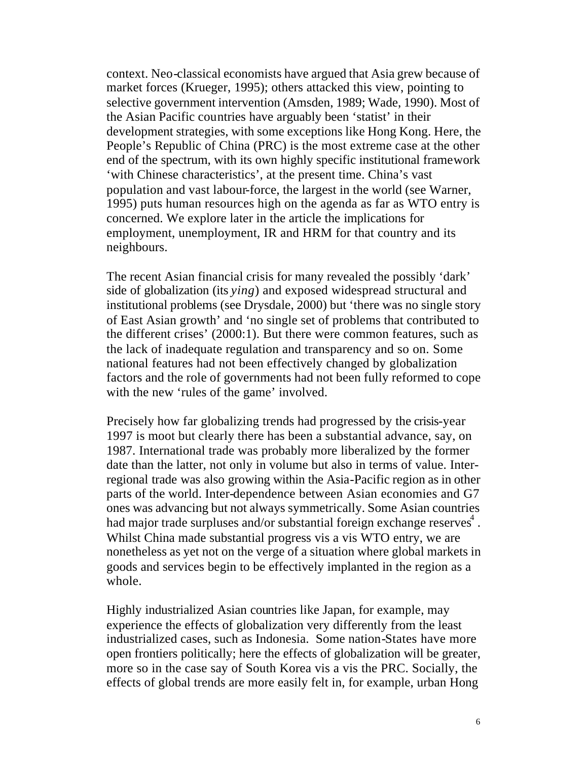context. Neo-classical economists have argued that Asia grew because of market forces (Krueger, 1995); others attacked this view, pointing to selective government intervention (Amsden, 1989; Wade, 1990). Most of the Asian Pacific countries have arguably been 'statist' in their development strategies, with some exceptions like Hong Kong. Here, the People's Republic of China (PRC) is the most extreme case at the other end of the spectrum, with its own highly specific institutional framework 'with Chinese characteristics', at the present time. China's vast population and vast labour-force, the largest in the world (see Warner, 1995) puts human resources high on the agenda as far as WTO entry is concerned. We explore later in the article the implications for employment, unemployment, IR and HRM for that country and its neighbours.

The recent Asian financial crisis for many revealed the possibly 'dark' side of globalization (its *ying*) and exposed widespread structural and institutional problems (see Drysdale, 2000) but 'there was no single story of East Asian growth' and 'no single set of problems that contributed to the different crises' (2000:1). But there were common features, such as the lack of inadequate regulation and transparency and so on. Some national features had not been effectively changed by globalization factors and the role of governments had not been fully reformed to cope with the new 'rules of the game' involved.

Precisely how far globalizing trends had progressed by the crisis-year 1997 is moot but clearly there has been a substantial advance, say, on 1987. International trade was probably more liberalized by the former date than the latter, not only in volume but also in terms of value. Inter-regional trade was also growing within the Asia-Pacific region as in other parts of the world. Inter-dependence between Asian economies and G7 ones was advancing but not always symmetrically. Some Asian countries had major trade surpluses and/or substantial foreign exchange reserves[4]. Whilst China made substantial progress vis a vis WTO entry, we are nonetheless as yet not on the verge of a situation where global markets in goods and services begin to be effectively implanted in the region as a whole.

Highly industrialized Asian countries like Japan, for example, may experience the effects of globalization very differently from the least industrialized cases, such as Indonesia. Some nation-States have more open frontiers politically; here the effects of globalization will be greater, more so in the case say of South Korea vis a vis the PRC. Socially, the effects of global trends are more easily felt in, for example, urban Hong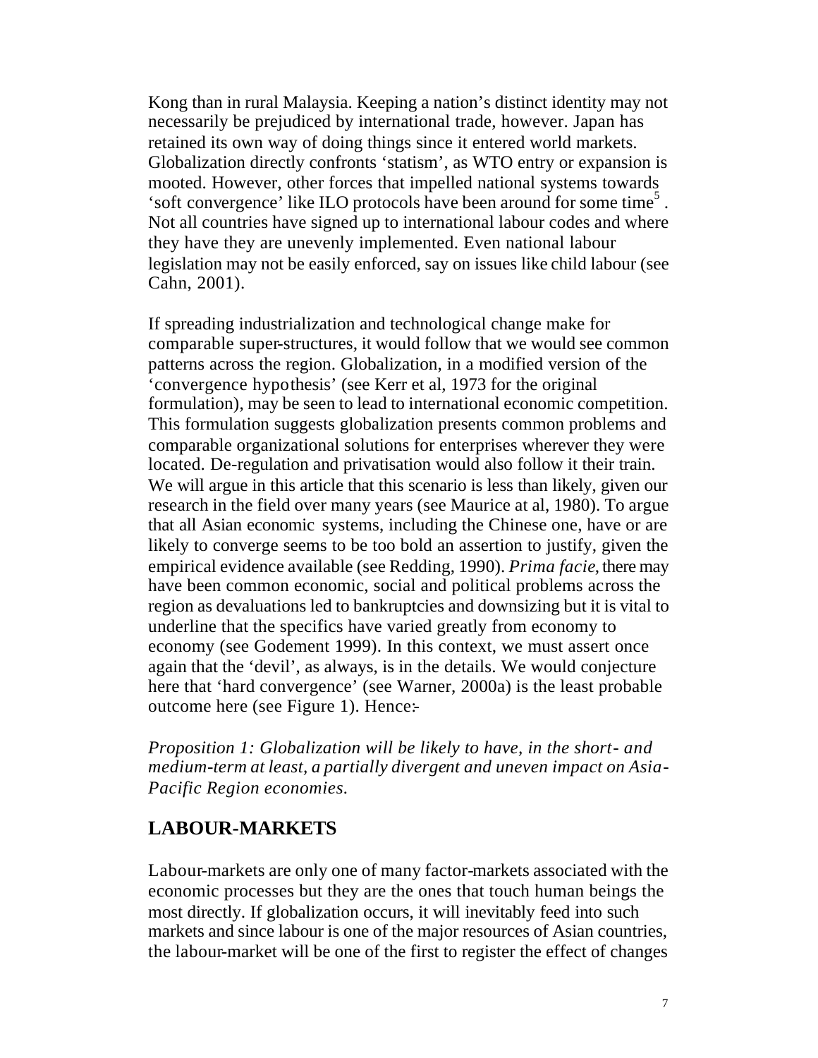Kong than in rural Malaysia. Keeping a nation's distinct identity may not necessarily be prejudiced by international trade, however. Japan has retained its own way of doing things since it entered world markets. Globalization directly confronts 'statism', as WTO entry or expansion is mooted. However, other forces that impelled national systems towards 'soft convergence' like ILO protocols have been around for some time[5]. Not all countries have signed up to international labour codes and where they have they are unevenly implemented. Even national labour legislation may not be easily enforced, say on issues like child labour (see Cahn, 2001).

If spreading industrialization and technological change make for comparable super-structures, it would follow that we would see common patterns across the region. Globalization, in a modified version of the 'convergence hypothesis' (see Kerr et al, 1973 for the original formulation), may be seen to lead to international economic competition. This formulation suggests globalization presents common problems and comparable organizational solutions for enterprises wherever they were located. De-regulation and privatisation would also follow it their train. We will argue in this article that this scenario is less than likely, given our research in the field over many years (see Maurice at al, 1980). To argue that all Asian economic systems, including the Chinese one, have or are likely to converge seems to be too bold an assertion to justify, given the empirical evidence available (see Redding, 1990). *Prima facie*, there may have been common economic, social and political problems across the region as devaluations led to bankruptcies and downsizing but it is vital to underline that the specifics have varied greatly from economy to economy (see Godement 1999). In this context, we must assert once again that the 'devil', as always, is in the details. We would conjecture here that 'hard convergence' (see Warner, 2000a) is the least probable outcome here (see Figure 1). Hence:-

*Proposition 1: Globalization will be likely to have, in the short- and medium-term at least, a partially divergent and uneven impact on Asia-Pacific Region economies.*

## LABOUR-MARKETS

Labour-markets are only one of many factor-markets associated with the economic processes but they are the ones that touch human beings the most directly. If globalization occurs, it will inevitably feed into such markets and since labour is one of the major resources of Asian countries, the labour-market will be one of the first to register the effect of changes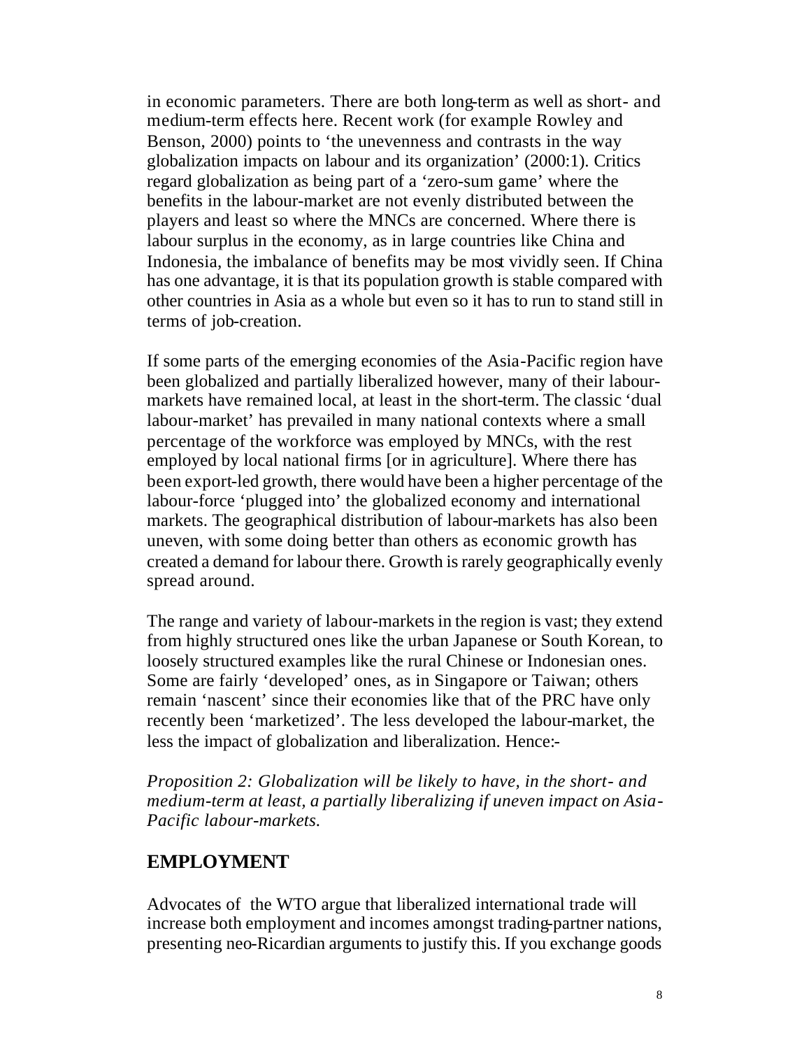in economic parameters. There are both long-term as well as short- and medium-term effects here. Recent work (for example Rowley and Benson, 2000) points to 'the unevenness and contrasts in the way globalization impacts on labour and its organization' (2000:1). Critics regard globalization as being part of a 'zero-sum game' where the benefits in the labour-market are not evenly distributed between the players and least so where the MNCs are concerned. Where there is labour surplus in the economy, as in large countries like China and Indonesia, the imbalance of benefits may be most vividly seen. If China has one advantage, it is that its population growth is stable compared with other countries in Asia as a whole but even so it has to run to stand still in terms of job-creation.

If some parts of the emerging economies of the Asia-Pacific region have been globalized and partially liberalized however, many of their labour-markets have remained local, at least in the short-term. The classic 'dual labour-market' has prevailed in many national contexts where a small percentage of the workforce was employed by MNCs, with the rest employed by local national firms [or in agriculture]. Where there has been export-led growth, there would have been a higher percentage of the labour-force 'plugged into' the globalized economy and international markets. The geographical distribution of labour-markets has also been uneven, with some doing better than others as economic growth has created a demand for labour there. Growth is rarely geographically evenly spread around.

The range and variety of labour-markets in the region is vast; they extend from highly structured ones like the urban Japanese or South Korean, to loosely structured examples like the rural Chinese or Indonesian ones. Some are fairly 'developed' ones, as in Singapore or Taiwan; others remain 'nascent' since their economies like that of the PRC have only recently been 'marketized'. The less developed the labour-market, the less the impact of globalization and liberalization. Hence:-

*Proposition 2: Globalization will be likely to have, in the short- and medium-term at least, a partially liberalizing if uneven impact on Asia-Pacific labour-markets.*

## EMPLOYMENT

Advocates of the WTO argue that liberalized international trade will increase both employment and incomes amongst trading-partner nations, presenting neo-Ricardian arguments to justify this. If you exchange goods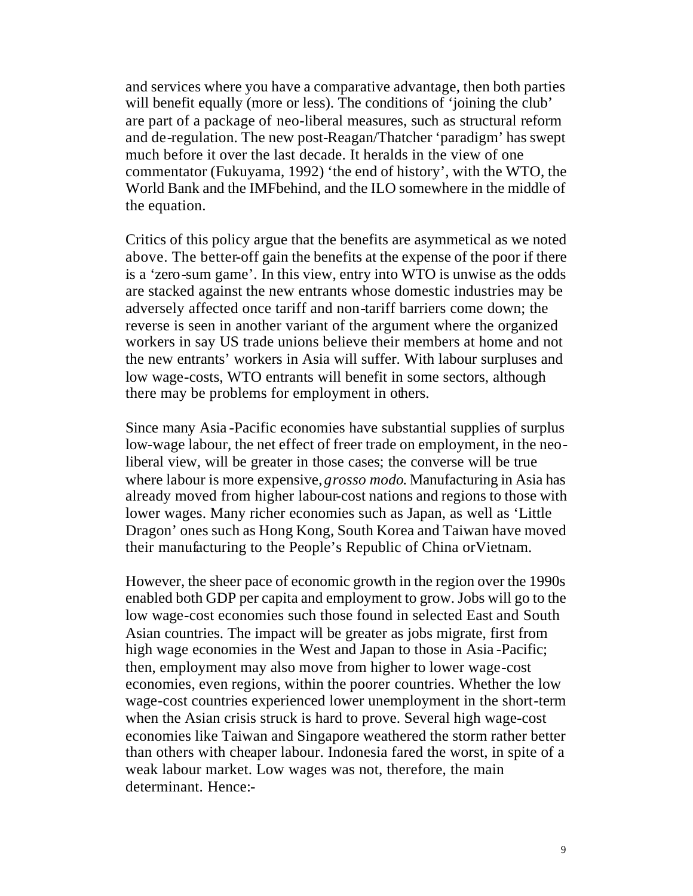and services where you have a comparative advantage, then both parties will benefit equally (more or less). The conditions of 'joining the club' are part of a package of neo-liberal measures, such as structural reform and de-regulation. The new post-Reagan/Thatcher 'paradigm' has swept much before it over the last decade. It heralds in the view of one commentator (Fukuyama, 1992) 'the end of history', with the WTO, the World Bank and the IMFbehind, and the ILO somewhere in the middle of the equation.

Critics of this policy argue that the benefits are asymmetical as we noted above. The better-off gain the benefits at the expense of the poor if there is a 'zero-sum game'. In this view, entry into WTO is unwise as the odds are stacked against the new entrants whose domestic industries may be adversely affected once tariff and non-tariff barriers come down; the reverse is seen in another variant of the argument where the organized workers in say US trade unions believe their members at home and not the new entrants' workers in Asia will suffer. With labour surpluses and low wage-costs, WTO entrants will benefit in some sectors, although there may be problems for employment in others.

Since many Asia-Pacific economies have substantial supplies of surplus low-wage labour, the net effect of freer trade on employment, in the neo-liberal view, will be greater in those cases; the converse will be true where labour is more expensive, *grosso modo*. Manufacturing in Asia has already moved from higher labour-cost nations and regions to those with lower wages. Many richer economies such as Japan, as well as 'Little Dragon' ones such as Hong Kong, South Korea and Taiwan have moved their manufacturing to the People's Republic of China orVietnam.

However, the sheer pace of economic growth in the region over the 1990s enabled both GDP per capita and employment to grow. Jobs will go to the low wage-cost economies such those found in selected East and South Asian countries. The impact will be greater as jobs migrate, first from high wage economies in the West and Japan to those in Asia-Pacific; then, employment may also move from higher to lower wage-cost economies, even regions, within the poorer countries. Whether the low wage-cost countries experienced lower unemployment in the short-term when the Asian crisis struck is hard to prove. Several high wage-cost economies like Taiwan and Singapore weathered the storm rather better than others with cheaper labour. Indonesia fared the worst, in spite of a weak labour market. Low wages was not, therefore, the main determinant. Hence:-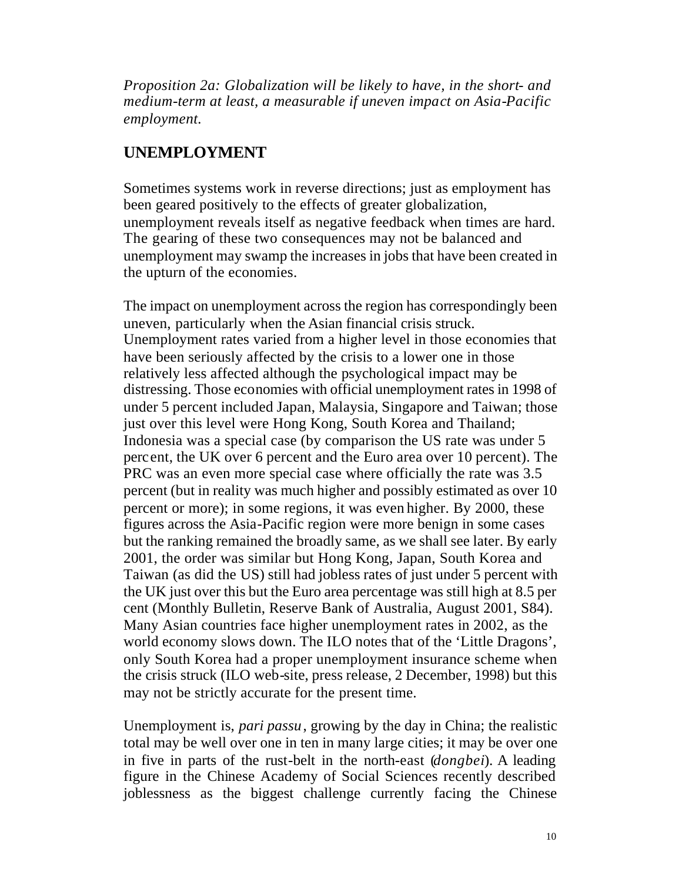*Proposition 2a: Globalization will be likely to have, in the short- and medium-term at least, a measurable if uneven impact on Asia-Pacific employment.*

## UNEMPLOYMENT

Sometimes systems work in reverse directions; just as employment has been geared positively to the effects of greater globalization, unemployment reveals itself as negative feedback when times are hard. The gearing of these two consequences may not be balanced and unemployment may swamp the increases in jobs that have been created in the upturn of the economies.

The impact on unemployment across the region has correspondingly been uneven, particularly when the Asian financial crisis struck. Unemployment rates varied from a higher level in those economies that have been seriously affected by the crisis to a lower one in those relatively less affected although the psychological impact may be distressing. Those economies with official unemployment rates in 1998 of under 5 percent included Japan, Malaysia, Singapore and Taiwan; those just over this level were Hong Kong, South Korea and Thailand; Indonesia was a special case (by comparison the US rate was under 5 percent, the UK over 6 percent and the Euro area over 10 percent). The PRC was an even more special case where officially the rate was 3.5 percent (but in reality was much higher and possibly estimated as over 10 percent or more); in some regions, it was even higher. By 2000, these figures across the Asia-Pacific region were more benign in some cases but the ranking remained the broadly same, as we shall see later. By early 2001, the order was similar but Hong Kong, Japan, South Korea and Taiwan (as did the US) still had jobless rates of just under 5 percent with the UK just over this but the Euro area percentage was still high at 8.5 per cent (Monthly Bulletin, Reserve Bank of Australia, August 2001, S84). Many Asian countries face higher unemployment rates in 2002, as the world economy slows down. The ILO notes that of the 'Little Dragons', only South Korea had a proper unemployment insurance scheme when the crisis struck (ILO web-site, press release, 2 December, 1998) but this may not be strictly accurate for the present time.

Unemployment is, *pari passu*, growing by the day in China; the realistic total may be well over one in ten in many large cities; it may be over one in five in parts of the rust-belt in the north-east (*dongbei*). A leading figure in the Chinese Academy of Social Sciences recently described joblessness as the biggest challenge currently facing the Chinese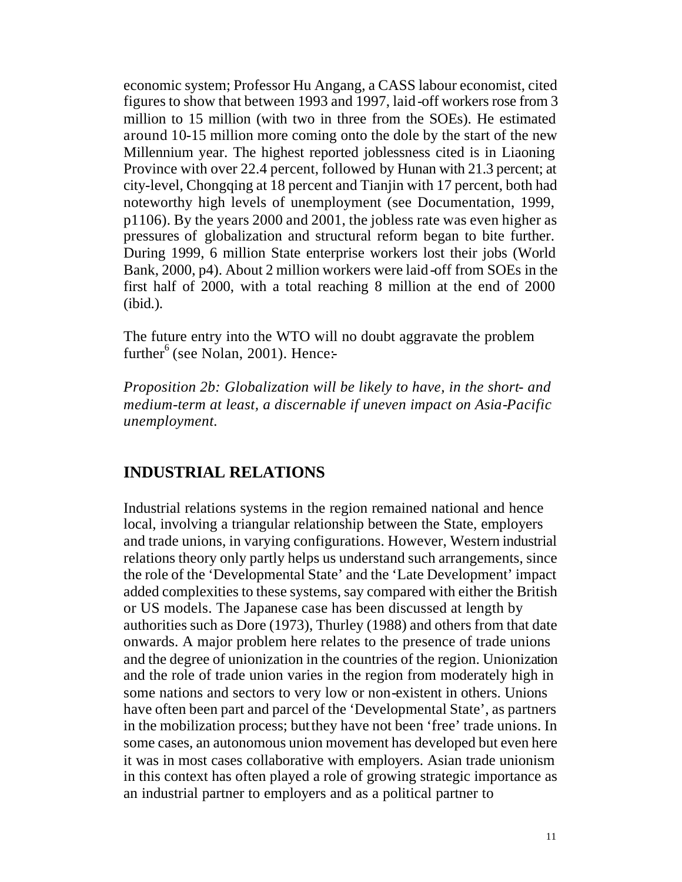economic system; Professor Hu Angang, a CASS labour economist, cited figures to show that between 1993 and 1997, laid-off workers rose from 3 million to 15 million (with two in three from the SOEs). He estimated around 10-15 million more coming onto the dole by the start of the new Millennium year. The highest reported joblessness cited is in Liaoning Province with over 22.4 percent, followed by Hunan with 21.3 percent; at city-level, Chongqing at 18 percent and Tianjin with 17 percent, both had noteworthy high levels of unemployment (see Documentation, 1999, p1106). By the years 2000 and 2001, the jobless rate was even higher as pressures of globalization and structural reform began to bite further. During 1999, 6 million State enterprise workers lost their jobs (World Bank, 2000, p4). About 2 million workers were laid-off from SOEs in the first half of 2000, with a total reaching 8 million at the end of 2000 (ibid.).

The future entry into the WTO will no doubt aggravate the problem further[6] (see Nolan, 2001). Hence:-

*Proposition 2b: Globalization will be likely to have, in the short- and medium-term at least, a discernable if uneven impact on Asia-Pacific unemployment.*

## INDUSTRIAL RELATIONS

Industrial relations systems in the region remained national and hence local, involving a triangular relationship between the State, employers and trade unions, in varying configurations. However, Western industrial relations theory only partly helps us understand such arrangements, since the role of the 'Developmental State' and the 'Late Development' impact added complexities to these systems, say compared with either the British or US models. The Japanese case has been discussed at length by authorities such as Dore (1973), Thurley (1988) and others from that date onwards. A major problem here relates to the presence of trade unions and the degree of unionization in the countries of the region. Unionization and the role of trade union varies in the region from moderately high in some nations and sectors to very low or non-existent in others. Unions have often been part and parcel of the 'Developmental State', as partners in the mobilization process; but they have not been 'free' trade unions. In some cases, an autonomous union movement has developed but even here it was in most cases collaborative with employers. Asian trade unionism in this context has often played a role of growing strategic importance as an industrial partner to employers and as a political partner to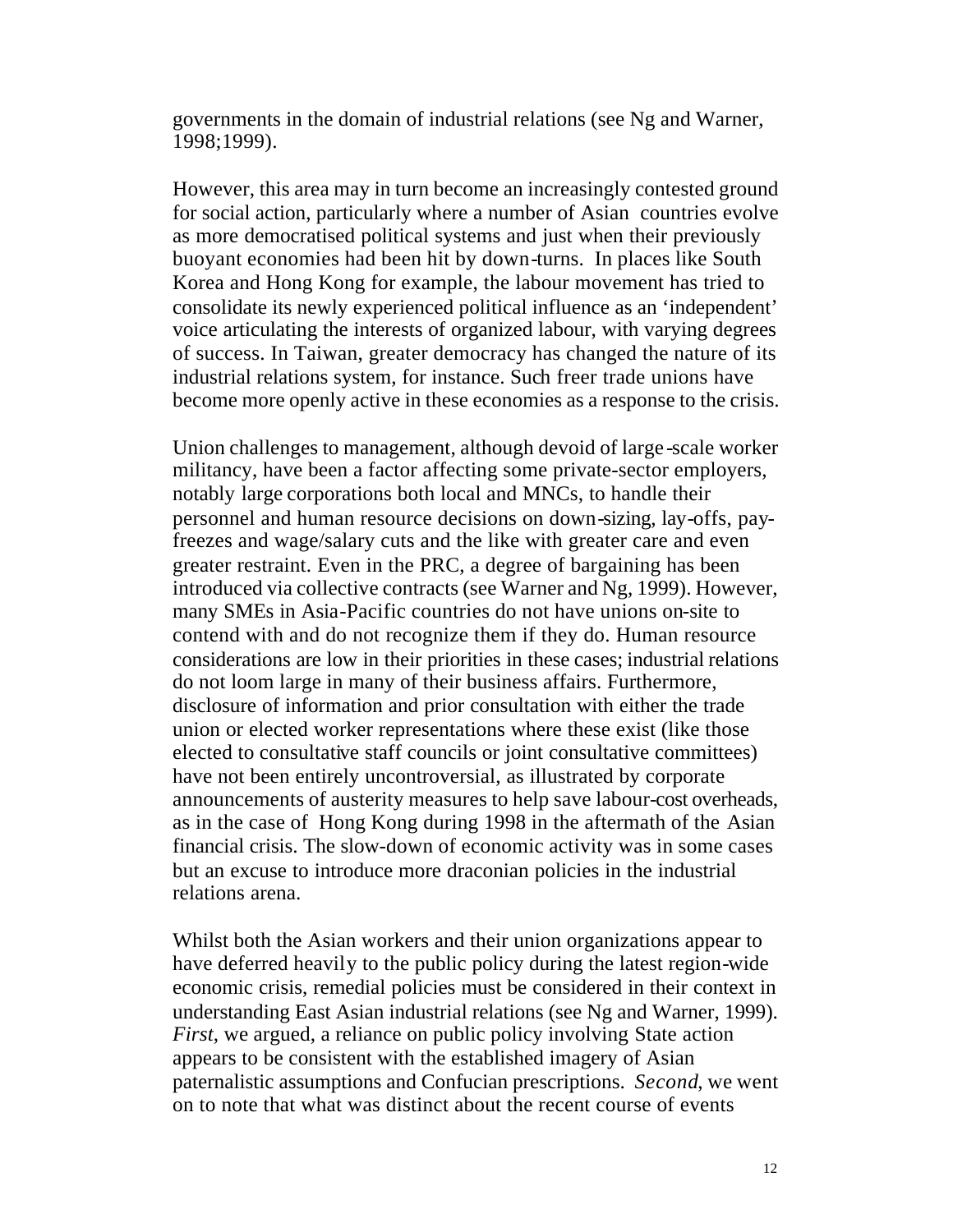governments in the domain of industrial relations (see Ng and Warner, 1998;1999).

However, this area may in turn become an increasingly contested ground for social action, particularly where a number of Asian countries evolve as more democratised political systems and just when their previously buoyant economies had been hit by down-turns. In places like South Korea and Hong Kong for example, the labour movement has tried to consolidate its newly experienced political influence as an 'independent' voice articulating the interests of organized labour, with varying degrees of success. In Taiwan, greater democracy has changed the nature of its industrial relations system, for instance. Such freer trade unions have become more openly active in these economies as a response to the crisis.

Union challenges to management, although devoid of large-scale worker militancy, have been a factor affecting some private-sector employers, notably large corporations both local and MNCs, to handle their personnel and human resource decisions on down-sizing, lay-offs, pay-freezes and wage/salary cuts and the like with greater care and even greater restraint. Even in the PRC, a degree of bargaining has been introduced via collective contracts (see Warner and Ng, 1999). However, many SMEs in Asia-Pacific countries do not have unions on-site to contend with and do not recognize them if they do. Human resource considerations are low in their priorities in these cases; industrial relations do not loom large in many of their business affairs. Furthermore, disclosure of information and prior consultation with either the trade union or elected worker representations where these exist (like those elected to consultative staff councils or joint consultative committees) have not been entirely uncontroversial, as illustrated by corporate announcements of austerity measures to help save labour-cost overheads, as in the case of Hong Kong during 1998 in the aftermath of the Asian financial crisis. The slow-down of economic activity was in some cases but an excuse to introduce more draconian policies in the industrial relations arena.

Whilst both the Asian workers and their union organizations appear to have deferred heavily to the public policy during the latest region-wide economic crisis, remedial policies must be considered in their context in understanding East Asian industrial relations (see Ng and Warner, 1999). *First*, we argued, a reliance on public policy involving State action appears to be consistent with the established imagery of Asian paternalistic assumptions and Confucian prescriptions. *Second*, we went on to note that what was distinct about the recent course of events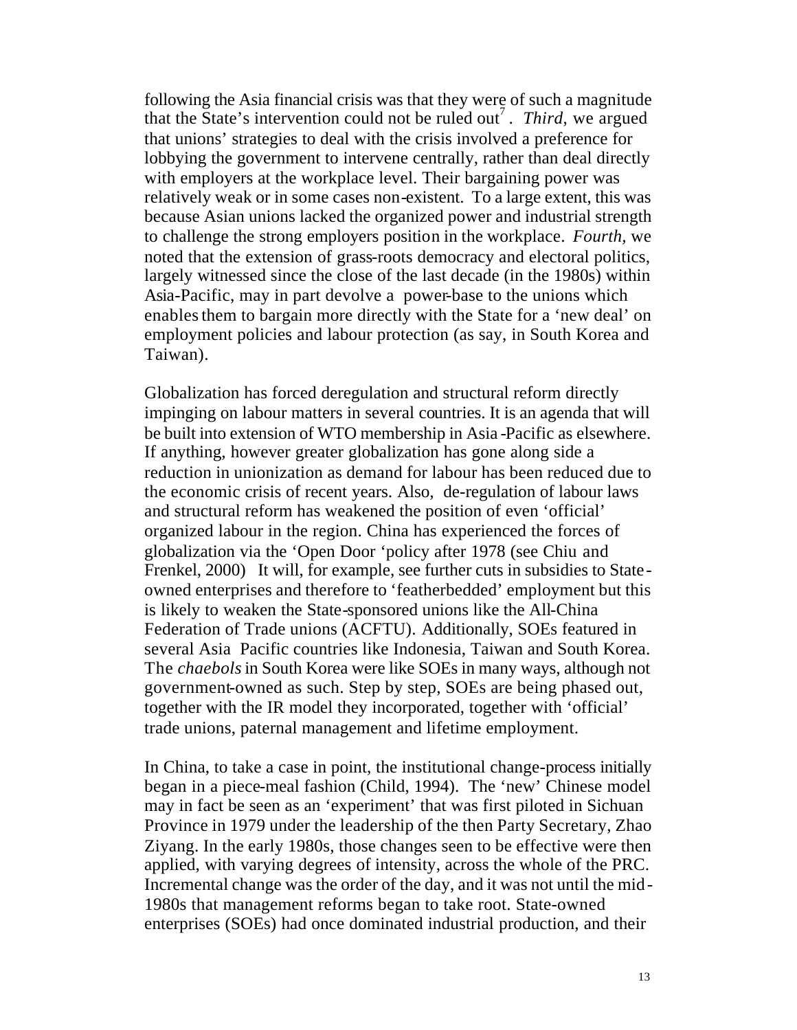following the Asia financial crisis was that they were of such a magnitude that the State's intervention could not be ruled out[7]. *Third*, we argued that unions' strategies to deal with the crisis involved a preference for lobbying the government to intervene centrally, rather than deal directly with employers at the workplace level. Their bargaining power was relatively weak or in some cases non-existent. To a large extent, this was because Asian unions lacked the organized power and industrial strength to challenge the strong employers position in the workplace. *Fourth*, we noted that the extension of grass-roots democracy and electoral politics, largely witnessed since the close of the last decade (in the 1980s) within Asia-Pacific, may in part devolve a power-base to the unions which enables them to bargain more directly with the State for a 'new deal' on employment policies and labour protection (as say, in South Korea and Taiwan).

Globalization has forced deregulation and structural reform directly impinging on labour matters in several countries. It is an agenda that will be built into extension of WTO membership in Asia-Pacific as elsewhere. If anything, however greater globalization has gone along side a reduction in unionization as demand for labour has been reduced due to the economic crisis of recent years. Also, de-regulation of labour laws and structural reform has weakened the position of even 'official' organized labour in the region. China has experienced the forces of globalization via the 'Open Door 'policy after 1978 (see Chiu and Frenkel, 2000) It will, for example, see further cuts in subsidies to State-owned enterprises and therefore to 'featherbedded' employment but this is likely to weaken the State-sponsored unions like the All-China Federation of Trade unions (ACFTU). Additionally, SOEs featured in several Asia Pacific countries like Indonesia, Taiwan and South Korea. The *chaebols* in South Korea were like SOEs in many ways, although not government-owned as such. Step by step, SOEs are being phased out, together with the IR model they incorporated, together with 'official' trade unions, paternal management and lifetime employment.

In China, to take a case in point, the institutional change-process initially began in a piece-meal fashion (Child, 1994). The 'new' Chinese model may in fact be seen as an 'experiment' that was first piloted in Sichuan Province in 1979 under the leadership of the then Party Secretary, Zhao Ziyang. In the early 1980s, those changes seen to be effective were then applied, with varying degrees of intensity, across the whole of the PRC. Incremental change was the order of the day, and it was not until the mid-1980s that management reforms began to take root. State-owned enterprises (SOEs) had once dominated industrial production, and their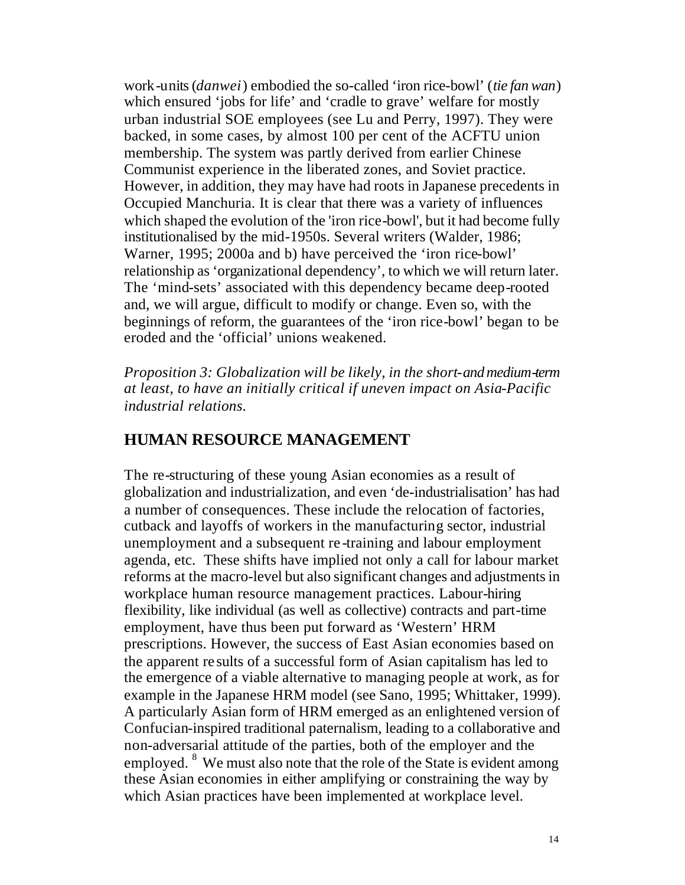work-units (*danwei*) embodied the so-called 'iron rice-bowl' (*tie fan wan*) which ensured 'jobs for life' and 'cradle to grave' welfare for mostly urban industrial SOE employees (see Lu and Perry, 1997). They were backed, in some cases, by almost 100 per cent of the ACFTU union membership. The system was partly derived from earlier Chinese Communist experience in the liberated zones, and Soviet practice. However, in addition, they may have had roots in Japanese precedents in Occupied Manchuria. It is clear that there was a variety of influences which shaped the evolution of the 'iron rice-bowl', but it had become fully institutionalised by the mid-1950s. Several writers (Walder, 1986; Warner, 1995; 2000a and b) have perceived the 'iron rice-bowl' relationship as 'organizational dependency', to which we will return later. The 'mind-sets' associated with this dependency became deep-rooted and, we will argue, difficult to modify or change. Even so, with the beginnings of reform, the guarantees of the 'iron rice-bowl' began to be eroded and the 'official' unions weakened.

*Proposition 3: Globalization will be likely, in the short-and medium-term at least, to have an initially critical if uneven impact on Asia-Pacific industrial relations.*

## HUMAN RESOURCE MANAGEMENT

The re-structuring of these young Asian economies as a result of globalization and industrialization, and even 'de-industrialisation' has had a number of consequences. These include the relocation of factories, cutback and layoffs of workers in the manufacturing sector, industrial unemployment and a subsequent re-training and labour employment agenda, etc. These shifts have implied not only a call for labour market reforms at the macro-level but also significant changes and adjustments in workplace human resource management practices. Labour-hiring flexibility, like individual (as well as collective) contracts and part-time employment, have thus been put forward as 'Western' HRM prescriptions. However, the success of East Asian economies based on the apparent results of a successful form of Asian capitalism has led to the emergence of a viable alternative to managing people at work, as for example in the Japanese HRM model (see Sano, 1995; Whittaker, 1999). A particularly Asian form of HRM emerged as an enlightened version of Confucian-inspired traditional paternalism, leading to a collaborative and non-adversarial attitude of the parties, both of the employer and the employed. [8] We must also note that the role of the State is evident among these Asian economies in either amplifying or constraining the way by which Asian practices have been implemented at workplace level.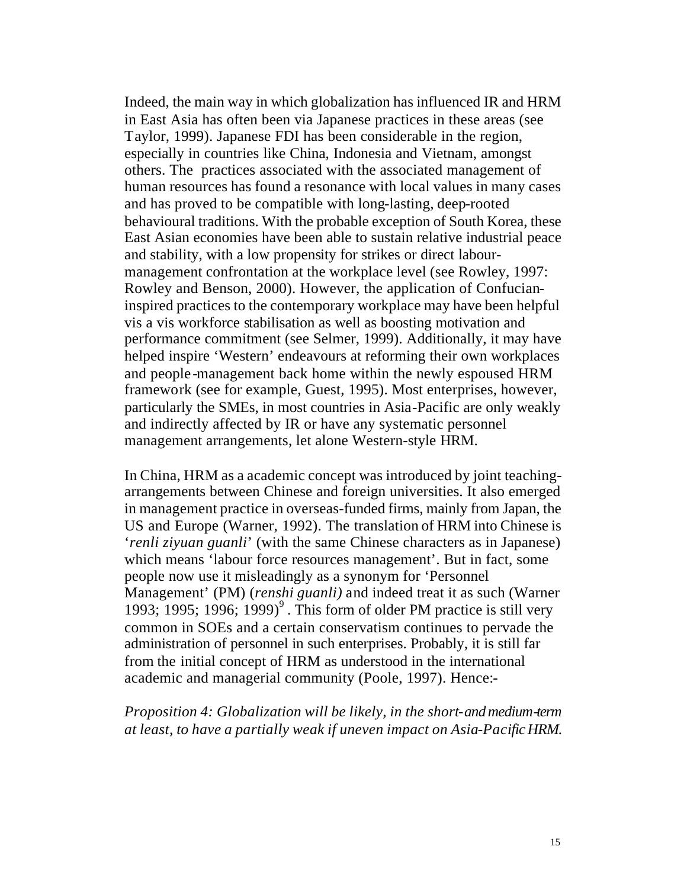Indeed, the main way in which globalization has influenced IR and HRM in East Asia has often been via Japanese practices in these areas (see Taylor, 1999). Japanese FDI has been considerable in the region, especially in countries like China, Indonesia and Vietnam, amongst others. The practices associated with the associated management of human resources has found a resonance with local values in many cases and has proved to be compatible with long-lasting, deep-rooted behavioural traditions. With the probable exception of South Korea, these East Asian economies have been able to sustain relative industrial peace and stability, with a low propensity for strikes or direct labour-management confrontation at the workplace level (see Rowley, 1997: Rowley and Benson, 2000). However, the application of Confucian-inspired practices to the contemporary workplace may have been helpful vis a vis workforce stabilisation as well as boosting motivation and performance commitment (see Selmer, 1999). Additionally, it may have helped inspire 'Western' endeavours at reforming their own workplaces and people-management back home within the newly espoused HRM framework (see for example, Guest, 1995). Most enterprises, however, particularly the SMEs, in most countries in Asia-Pacific are only weakly and indirectly affected by IR or have any systematic personnel management arrangements, let alone Western-style HRM.

In China, HRM as a academic concept was introduced by joint teaching-arrangements between Chinese and foreign universities. It also emerged in management practice in overseas-funded firms, mainly from Japan, the US and Europe (Warner, 1992). The translation of HRM into Chinese is '*renli ziyuan guanli*' (with the same Chinese characters as in Japanese) which means 'labour force resources management'. But in fact, some people now use it misleadingly as a synonym for 'Personnel Management' (PM) (*renshi guanli)* and indeed treat it as such (Warner 1993; 1995; 1996; 1999)[9]. This form of older PM practice is still very common in SOEs and a certain conservatism continues to pervade the administration of personnel in such enterprises. Probably, it is still far from the initial concept of HRM as understood in the international academic and managerial community (Poole, 1997). Hence:-

*Proposition 4: Globalization will be likely, in the short-and medium-term at least, to have a partially weak if uneven impact on Asia-Pacific HRM.*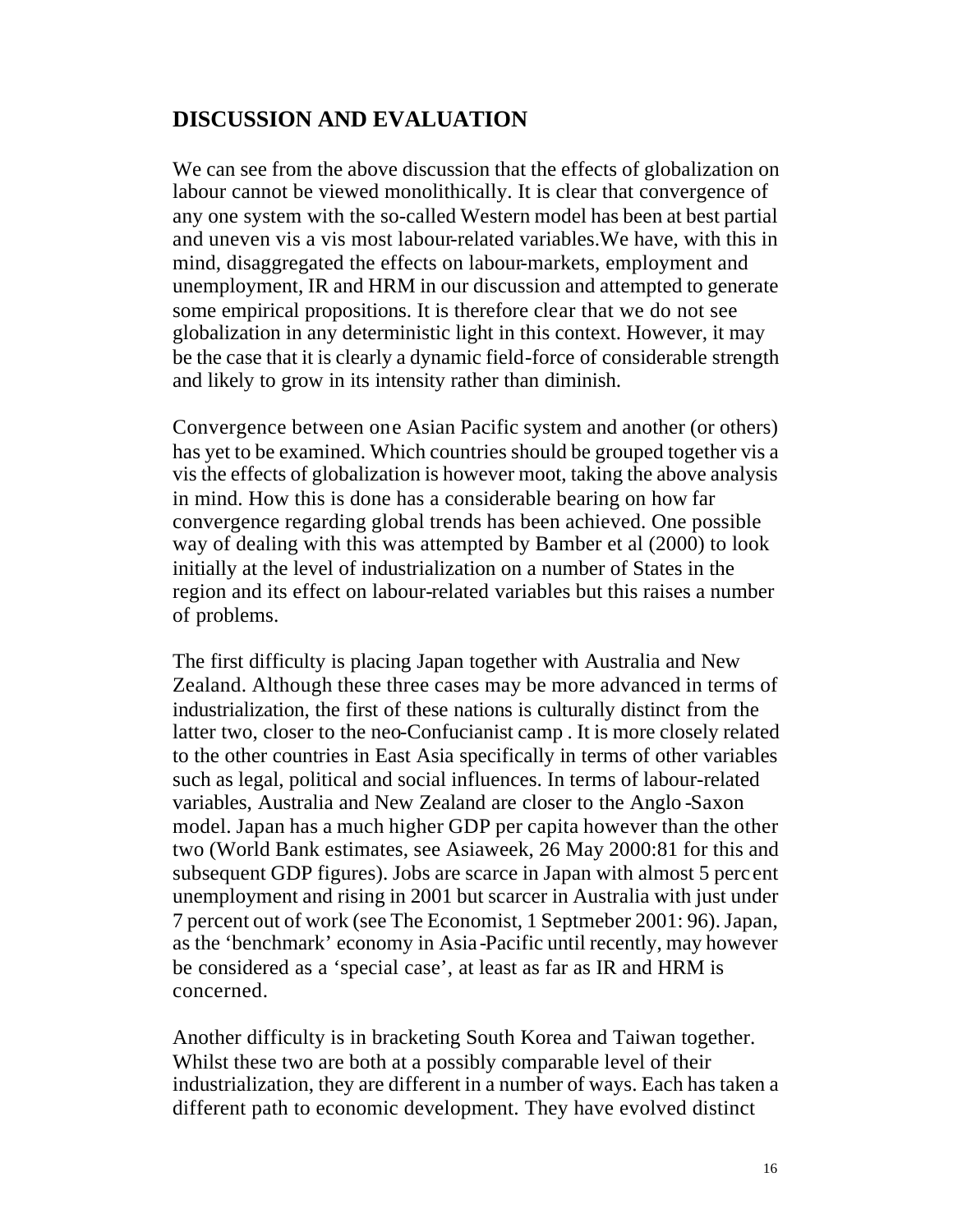## DISCUSSION AND EVALUATION

We can see from the above discussion that the effects of globalization on labour cannot be viewed monolithically. It is clear that convergence of any one system with the so-called Western model has been at best partial and uneven vis a vis most labour-related variables.We have, with this in mind, disaggregated the effects on labour-markets, employment and unemployment, IR and HRM in our discussion and attempted to generate some empirical propositions. It is therefore clear that we do not see globalization in any deterministic light in this context. However, it may be the case that it is clearly a dynamic field-force of considerable strength and likely to grow in its intensity rather than diminish.

Convergence between one Asian Pacific system and another (or others) has yet to be examined. Which countries should be grouped together vis a vis the effects of globalization is however moot, taking the above analysis in mind. How this is done has a considerable bearing on how far convergence regarding global trends has been achieved. One possible way of dealing with this was attempted by Bamber et al (2000) to look initially at the level of industrialization on a number of States in the region and its effect on labour-related variables but this raises a number of problems.

The first difficulty is placing Japan together with Australia and New Zealand. Although these three cases may be more advanced in terms of industrialization, the first of these nations is culturally distinct from the latter two, closer to the neo-Confucianist camp . It is more closely related to the other countries in East Asia specifically in terms of other variables such as legal, political and social influences. In terms of labour-related variables, Australia and New Zealand are closer to the Anglo -Saxon model. Japan has a much higher GDP per capita however than the other two (World Bank estimates, see Asiaweek, 26 May 2000:81 for this and subsequent GDP figures). Jobs are scarce in Japan with almost 5 perc ent unemployment and rising in 2001 but scarcer in Australia with just under 7 percent out of work (see The Economist, 1 Septmeber 2001: 96). Japan, as the 'benchmark' economy in Asia -Pacific until recently, may however be considered as a 'special case', at least as far as IR and HRM is concerned.

Another difficulty is in bracketing South Korea and Taiwan together. Whilst these two are both at a possibly comparable level of their industrialization, they are different in a number of ways. Each has taken a different path to economic development. They have evolved distinct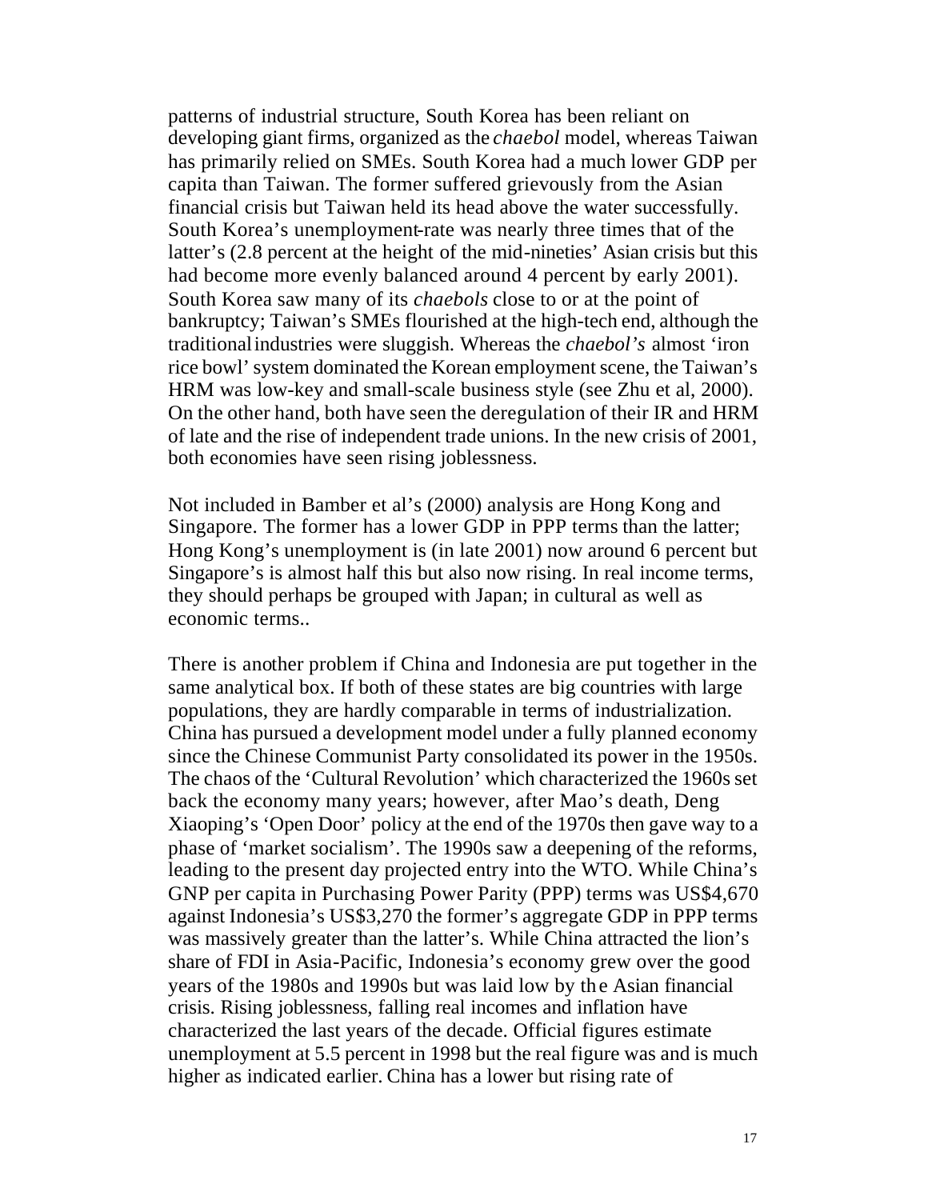patterns of industrial structure, South Korea has been reliant on developing giant firms, organized as the *chaebol* model, whereas Taiwan has primarily relied on SMEs. South Korea had a much lower GDP per capita than Taiwan. The former suffered grievously from the Asian financial crisis but Taiwan held its head above the water successfully. South Korea's unemployment-rate was nearly three times that of the latter's (2.8 percent at the height of the mid-nineties' Asian crisis but this had become more evenly balanced around 4 percent by early 2001). South Korea saw many of its *chaebols* close to or at the point of bankruptcy; Taiwan's SMEs flourished at the high-tech end, although the traditional industries were sluggish. Whereas the *chaebol's* almost 'iron rice bowl' system dominated the Korean employment scene, the Taiwan's HRM was low-key and small-scale business style (see Zhu et al, 2000). On the other hand, both have seen the deregulation of their IR and HRM of late and the rise of independent trade unions. In the new crisis of 2001, both economies have seen rising joblessness.

Not included in Bamber et al's (2000) analysis are Hong Kong and Singapore. The former has a lower GDP in PPP terms than the latter; Hong Kong's unemployment is (in late 2001) now around 6 percent but Singapore's is almost half this but also now rising. In real income terms, they should perhaps be grouped with Japan; in cultural as well as economic terms..

There is another problem if China and Indonesia are put together in the same analytical box. If both of these states are big countries with large populations, they are hardly comparable in terms of industrialization. China has pursued a development model under a fully planned economy since the Chinese Communist Party consolidated its power in the 1950s. The chaos of the 'Cultural Revolution' which characterized the 1960s set back the economy many years; however, after Mao's death, Deng Xiaoping's 'Open Door' policy at the end of the 1970s then gave way to a phase of 'market socialism'. The 1990s saw a deepening of the reforms, leading to the present day projected entry into the WTO. While China's GNP per capita in Purchasing Power Parity (PPP) terms was US$4,670 against Indonesia's US$3,270 the former's aggregate GDP in PPP terms was massively greater than the latter's. While China attracted the lion's share of FDI in Asia-Pacific, Indonesia's economy grew over the good years of the 1980s and 1990s but was laid low by the Asian financial crisis. Rising joblessness, falling real incomes and inflation have characterized the last years of the decade. Official figures estimate unemployment at 5.5 percent in 1998 but the real figure was and is much higher as indicated earlier. China has a lower but rising rate of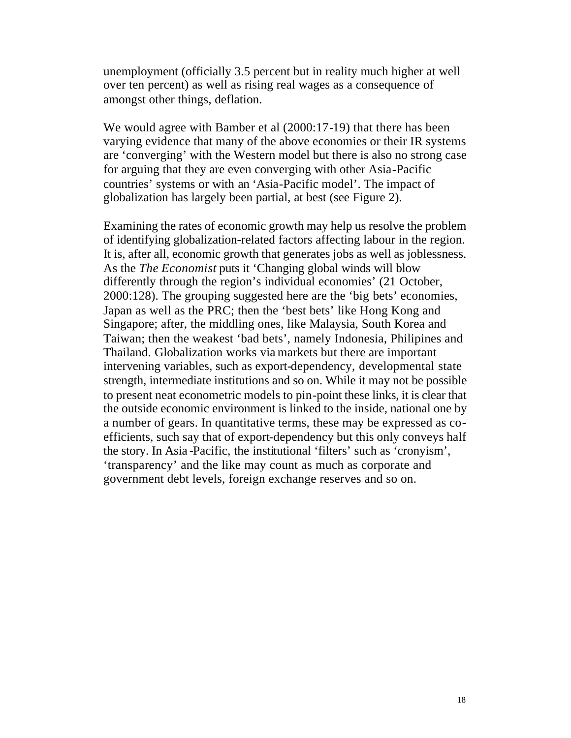unemployment (officially 3.5 percent but in reality much higher at well over ten percent) as well as rising real wages as a consequence of amongst other things, deflation.

We would agree with Bamber et al (2000:17-19) that there has been varying evidence that many of the above economies or their IR systems are 'converging' with the Western model but there is also no strong case for arguing that they are even converging with other Asia-Pacific countries' systems or with an 'Asia-Pacific model'. The impact of globalization has largely been partial, at best (see Figure 2).

Examining the rates of economic growth may help us resolve the problem of identifying globalization-related factors affecting labour in the region. It is, after all, economic growth that generates jobs as well as joblessness. As the *The Economist* puts it 'Changing global winds will blow differently through the region's individual economies' (21 October, 2000:128). The grouping suggested here are the 'big bets' economies, Japan as well as the PRC; then the 'best bets' like Hong Kong and Singapore; after, the middling ones, like Malaysia, South Korea and Taiwan; then the weakest 'bad bets', namely Indonesia, Philipines and Thailand. Globalization works via markets but there are important intervening variables, such as export-dependency, developmental state strength, intermediate institutions and so on. While it may not be possible to present neat econometric models to pin-point these links, it is clear that the outside economic environment is linked to the inside, national one by a number of gears. In quantitative terms, these may be expressed as co-efficients, such say that of export-dependency but this only conveys half the story. In Asia-Pacific, the institutional 'filters' such as 'cronyism', 'transparency' and the like may count as much as corporate and government debt levels, foreign exchange reserves and so on.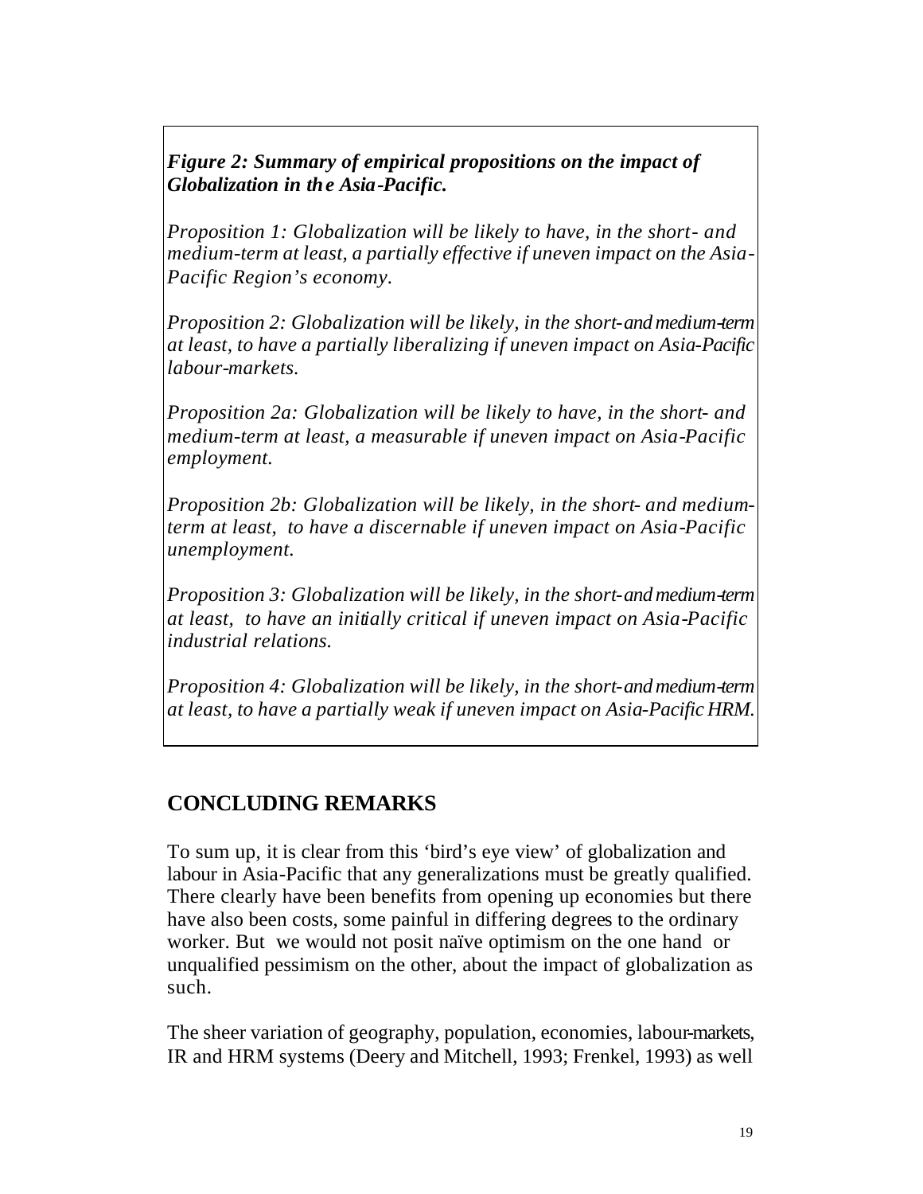***Figure 2: Summary of empirical propositions on the impact of Globalization in the Asia-Pacific.***

*Proposition 1: Globalization will be likely to have, in the short- and medium-term at least, a partially effective if uneven impact on the Asia-Pacific Region's economy.*

*Proposition 2: Globalization will be likely, in the short-and medium-term at least, to have a partially liberalizing if uneven impact on Asia-Pacific labour-markets.*

*Proposition 2a: Globalization will be likely to have, in the short- and medium-term at least, a measurable if uneven impact on Asia-Pacific employment.*

*Proposition 2b: Globalization will be likely, in the short- and medium-term at least, to have a discernable if uneven impact on Asia-Pacific unemployment.*

*Proposition 3: Globalization will be likely, in the short-and medium-term at least, to have an initially critical if uneven impact on Asia-Pacific industrial relations.*

*Proposition 4: Globalization will be likely, in the short-and medium-term at least, to have a partially weak if uneven impact on Asia-Pacific HRM.*

## CONCLUDING REMARKS

To sum up, it is clear from this 'bird's eye view' of globalization and labour in Asia-Pacific that any generalizations must be greatly qualified. There clearly have been benefits from opening up economies but there have also been costs, some painful in differing degrees to the ordinary worker. But we would not posit naïve optimism on the one hand or unqualified pessimism on the other, about the impact of globalization as such.

The sheer variation of geography, population, economies, labour-markets, IR and HRM systems (Deery and Mitchell, 1993; Frenkel, 1993) as well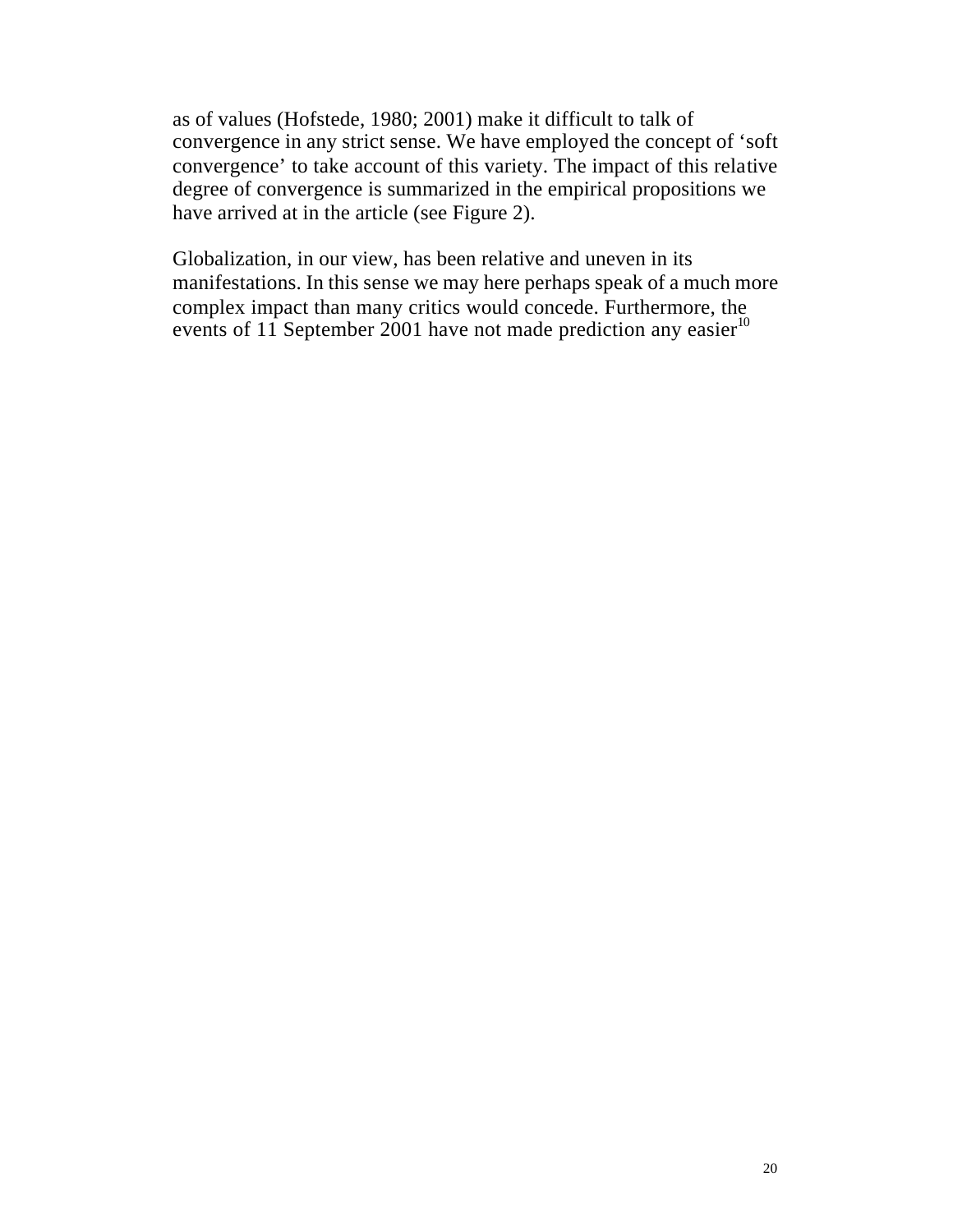as of values (Hofstede, 1980; 2001) make it difficult to talk of convergence in any strict sense. We have employed the concept of 'soft convergence' to take account of this variety. The impact of this relative degree of convergence is summarized in the empirical propositions we have arrived at in the article (see Figure 2).

Globalization, in our view, has been relative and uneven in its manifestations. In this sense we may here perhaps speak of a much more complex impact than many critics would concede. Furthermore, the events of 11 September 2001 have not made prediction any easier[10]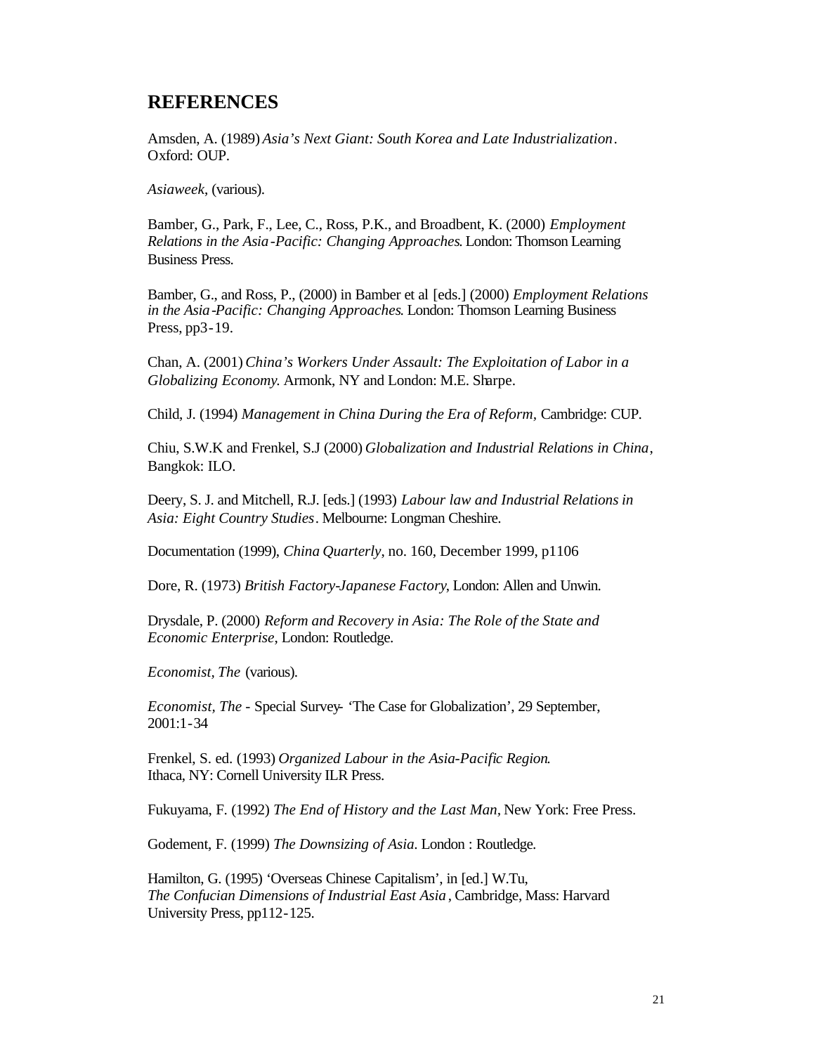## REFERENCES

Amsden, A. (1989) *Asia's Next Giant: South Korea and Late Industrialization*. Oxford: OUP.

*Asiaweek*, (various).

Bamber, G., Park, F., Lee, C., Ross, P.K., and Broadbent, K. (2000) *Employment Relations in the Asia-Pacific: Changing Approaches*. London: Thomson Learning Business Press.

Bamber, G., and Ross, P., (2000) in Bamber et al [eds.] (2000) *Employment Relations in the Asia-Pacific: Changing Approaches*. London: Thomson Learning Business Press, pp3-19.

Chan, A. (2001) *China's Workers Under Assault: The Exploitation of Labor in a Globalizing Economy*. Armonk, NY and London: M.E. Sharpe.

Child, J. (1994) *Management in China During the Era of Reform*, Cambridge: CUP.

Chiu, S.W.K and Frenkel, S.J (2000) *Globalization and Industrial Relations in China*, Bangkok: ILO.

Deery, S. J. and Mitchell, R.J. [eds.] (1993) *Labour law and Industrial Relations in Asia: Eight Country Studies*. Melbourne: Longman Cheshire.

Documentation (1999), *China Quarterly*, no. 160, December 1999, p1106

Dore, R. (1973) *British Factory-Japanese Factory*, London: Allen and Unwin.

Drysdale, P. (2000) *Reform and Recovery in Asia: The Role of the State and Economic Enterprise*, London: Routledge.

*Economist, The* (various).

*Economist, The* - Special Survey- 'The Case for Globalization', 29 September, 2001:1-34

Frenkel, S. ed. (1993) *Organized Labour in the Asia-Pacific Region*. Ithaca, NY: Cornell University ILR Press.

Fukuyama, F. (1992) *The End of History and the Last Man*, New York: Free Press.

Godement, F. (1999) *The Downsizing of Asia*. London : Routledge.

Hamilton, G. (1995) 'Overseas Chinese Capitalism', in [ed.] W.Tu, *The Confucian Dimensions of Industrial East Asia*, Cambridge, Mass: Harvard University Press, pp112-125.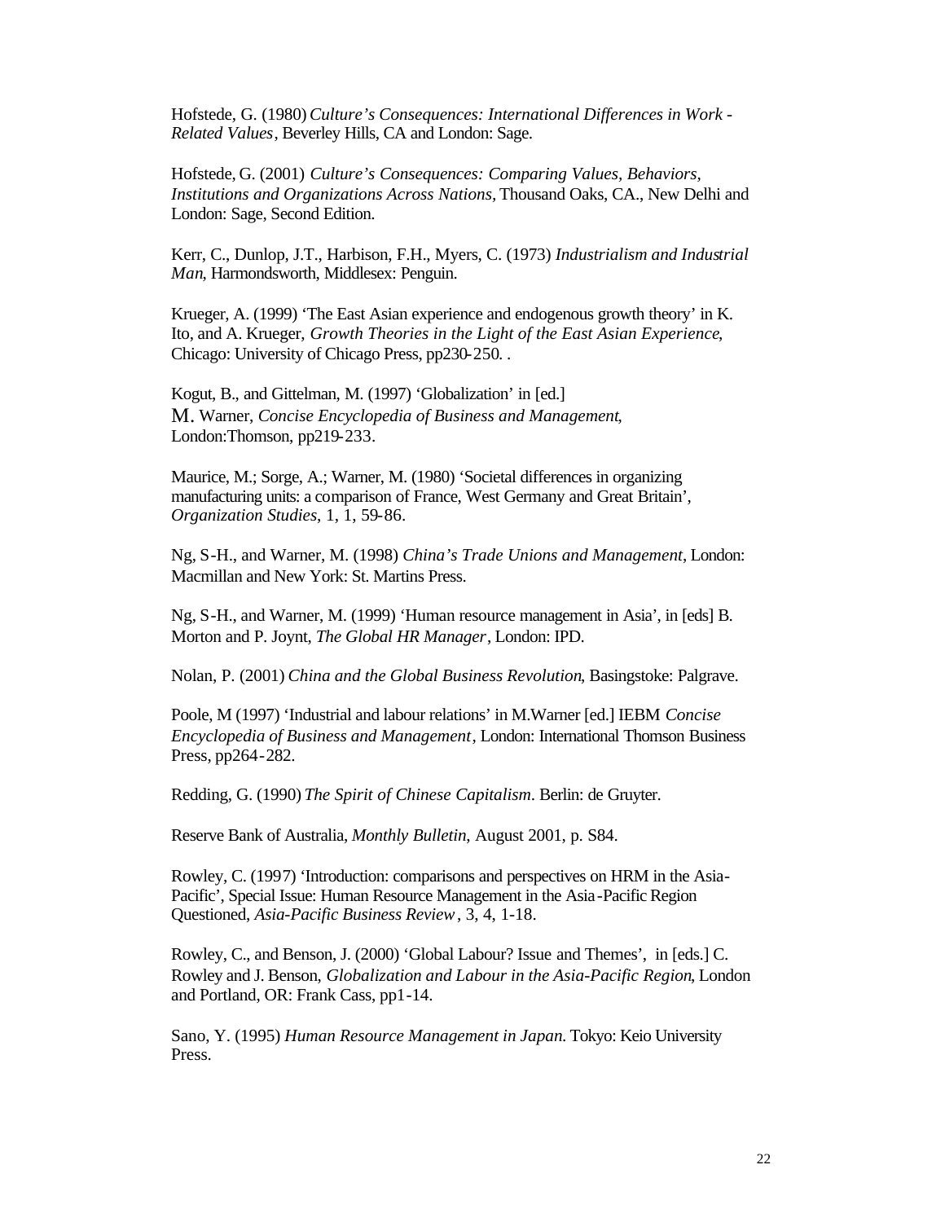Hofstede, G. (1980) *Culture's Consequences: International Differences in Work - Related Values*, Beverley Hills, CA and London: Sage.

Hofstede, G. (2001) *Culture's Consequences: Comparing Values, Behaviors, Institutions and Organizations Across Nations*, Thousand Oaks, CA., New Delhi and London: Sage, Second Edition.

Kerr, C., Dunlop, J.T., Harbison, F.H., Myers, C. (1973) *Industrialism and Industrial Man*, Harmondsworth, Middlesex: Penguin.

Krueger, A. (1999) 'The East Asian experience and endogenous growth theory' in K. Ito, and A. Krueger, *Growth Theories in the Light of the East Asian Experience*, Chicago: University of Chicago Press, pp230-250. .

Kogut, B., and Gittelman, M. (1997) 'Globalization' in [ed.] M. Warner, *Concise Encyclopedia of Business and Management*, London:Thomson, pp219-233.

Maurice, M.; Sorge, A.; Warner, M. (1980) 'Societal differences in organizing manufacturing units: a comparison of France, West Germany and Great Britain', *Organization Studies*, 1, 1, 59-86.

Ng, S-H., and Warner, M. (1998) *China's Trade Unions and Management*, London: Macmillan and New York: St. Martins Press.

Ng, S-H., and Warner, M. (1999) 'Human resource management in Asia', in [eds] B. Morton and P. Joynt, *The Global HR Manager*, London: IPD.

Nolan, P. (2001) *China and the Global Business Revolution*, Basingstoke: Palgrave.

Poole, M (1997) 'Industrial and labour relations' in M.Warner [ed.] IEBM *Concise Encyclopedia of Business and Management*, London: International Thomson Business Press, pp264-282.

Redding, G. (1990) *The Spirit of Chinese Capitalism*. Berlin: de Gruyter.

Reserve Bank of Australia, *Monthly Bulletin*, August 2001, p. S84.

Rowley, C. (1997) 'Introduction: comparisons and perspectives on HRM in the Asia-Pacific', Special Issue: Human Resource Management in the Asia-Pacific Region Questioned, *Asia-Pacific Business Review*, 3, 4, 1-18.

Rowley, C., and Benson, J. (2000) 'Global Labour? Issue and Themes', in [eds.] C. Rowley and J. Benson, *Globalization and Labour in the Asia-Pacific Region*, London and Portland, OR: Frank Cass, pp1-14.

Sano, Y. (1995) *Human Resource Management in Japan*. Tokyo: Keio University Press.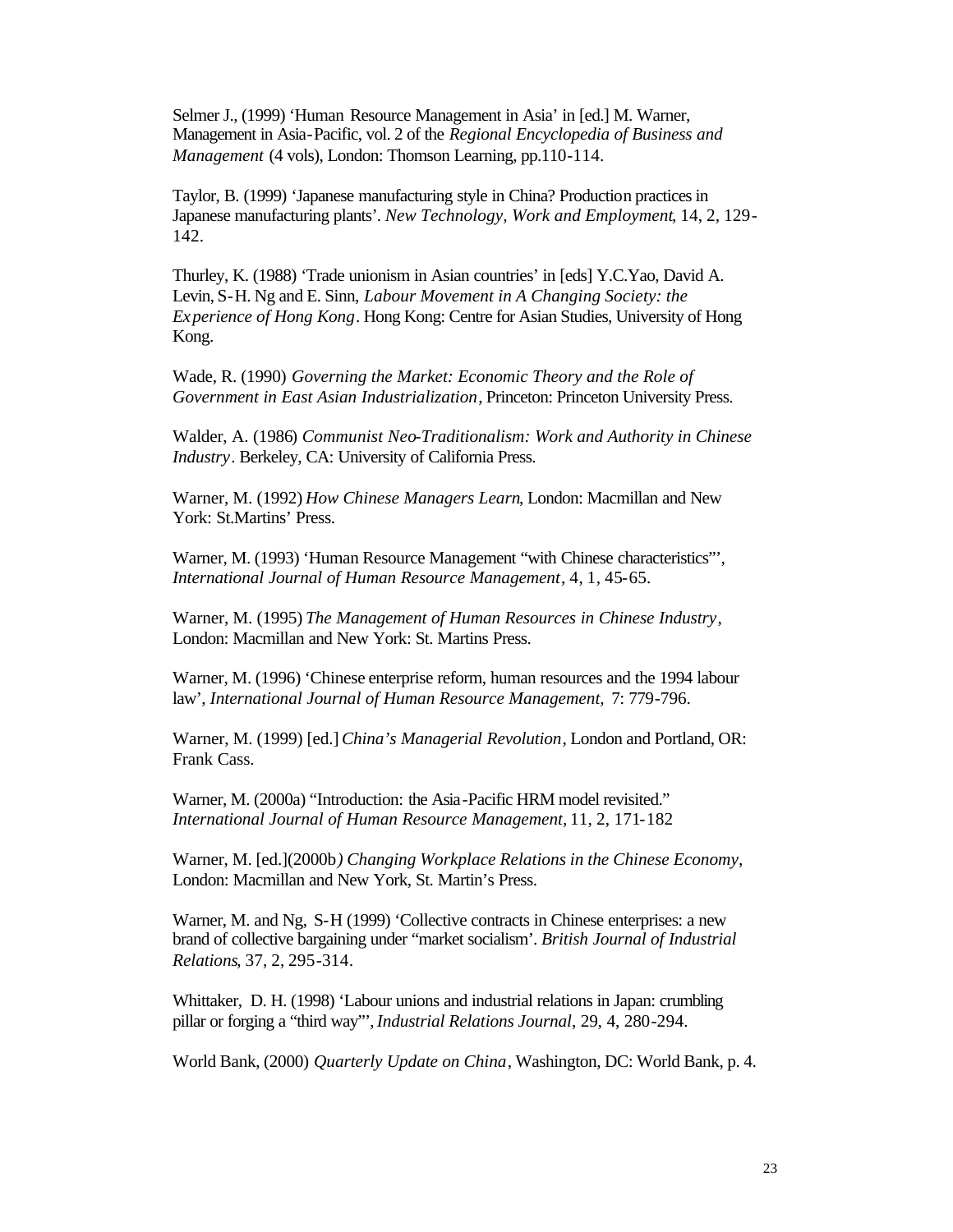Selmer J., (1999) 'Human Resource Management in Asia' in [ed.] M. Warner, Management in Asia-Pacific, vol. 2 of the *Regional Encyclopedia of Business and Management* (4 vols), London: Thomson Learning, pp.110-114.

Taylor, B. (1999) 'Japanese manufacturing style in China? Production practices in Japanese manufacturing plants'. *New Technology, Work and Employment*, 14, 2, 129-142.

Thurley, K. (1988) 'Trade unionism in Asian countries' in [eds] Y.C.Yao, David A. Levin, S-H. Ng and E. Sinn, *Labour Movement in A Changing Society: the Experience of Hong Kong*. Hong Kong: Centre for Asian Studies, University of Hong Kong.

Wade, R. (1990) *Governing the Market: Economic Theory and the Role of Government in East Asian Industrialization*, Princeton: Princeton University Press.

Walder, A. (1986) *Communist Neo-Traditionalism: Work and Authority in Chinese Industry*. Berkeley, CA: University of California Press.

Warner, M. (1992) *How Chinese Managers Learn*, London: Macmillan and New York: St.Martins' Press.

Warner, M. (1993) 'Human Resource Management "with Chinese characteristics"', *International Journal of Human Resource Management*, 4, 1, 45-65.

Warner, M. (1995) *The Management of Human Resources in Chinese Industry*, London: Macmillan and New York: St. Martins Press.

Warner, M. (1996) 'Chinese enterprise reform, human resources and the 1994 labour law', *International Journal of Human Resource Management,* 7: 779-796.

Warner, M. (1999) [ed.] *China's Managerial Revolution*, London and Portland, OR: Frank Cass.

Warner, M. (2000a) "Introduction: the Asia-Pacific HRM model revisited." *International Journal of Human Resource Management*, 11, 2, 171-182

Warner, M. [ed.](2000b*) Changing Workplace Relations in the Chinese Economy*, London: Macmillan and New York, St. Martin's Press.

Warner, M. and Ng, S-H (1999) 'Collective contracts in Chinese enterprises: a new brand of collective bargaining under "market socialism'. *British Journal of Industrial Relations*, 37, 2, 295-314.

Whittaker, D. H. (1998) 'Labour unions and industrial relations in Japan: crumbling pillar or forging a "third way"', *Industrial Relations Journal*, 29, 4, 280-294.

World Bank, (2000) *Quarterly Update on China*, Washington, DC: World Bank, p. 4.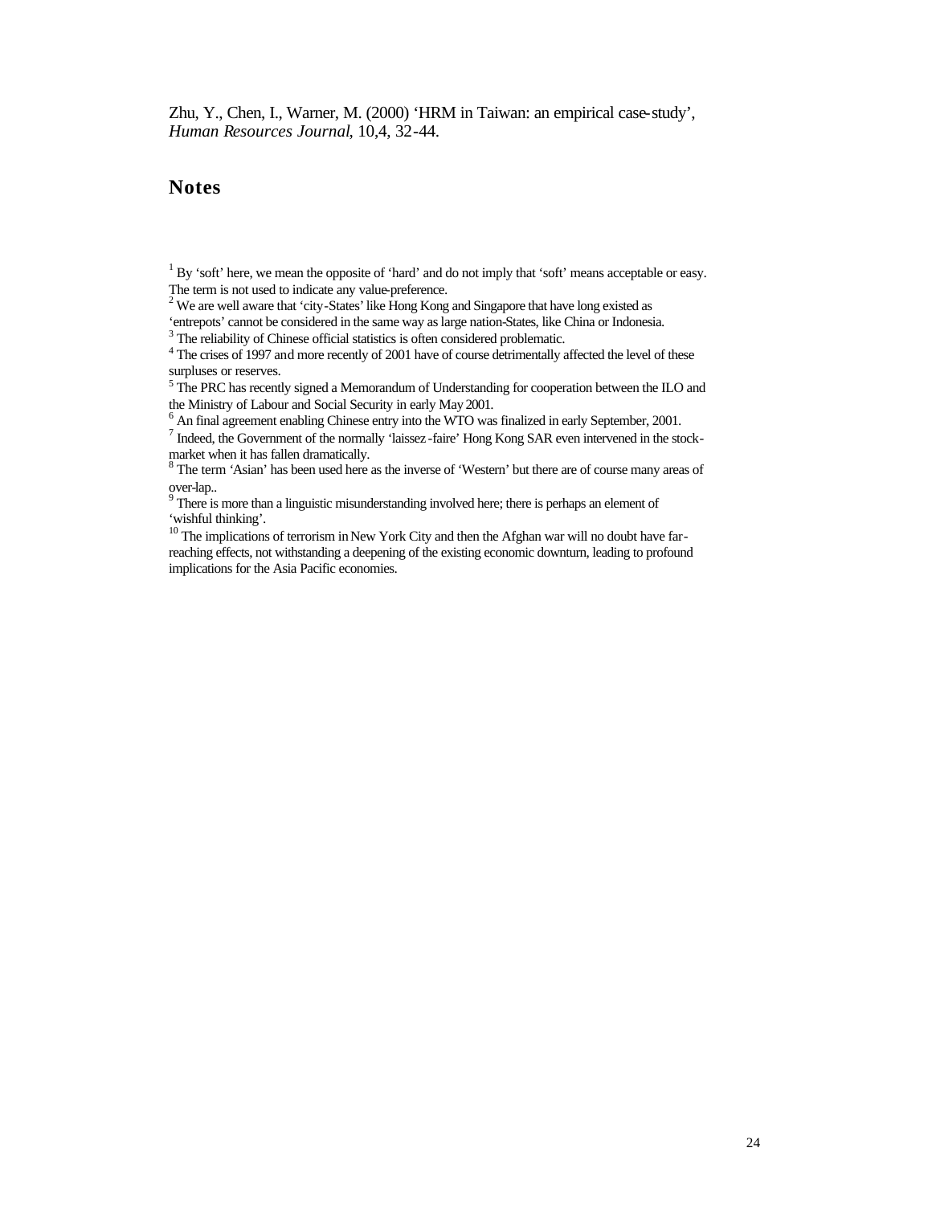Zhu, Y., Chen, I., Warner, M. (2000) 'HRM in Taiwan: an empirical case-study', *Human Resources Journal*, 10,4, 32-44.

## Notes

[1] By 'soft' here, we mean the opposite of 'hard' and do not imply that 'soft' means acceptable or easy. The term is not used to indicate any value-preference.

[2] We are well aware that 'city-States' like Hong Kong and Singapore that have long existed as 'entrepots' cannot be considered in the same way as large nation-States, like China or Indonesia.

[3] The reliability of Chinese official statistics is often considered problematic.

[4] The crises of 1997 and more recently of 2001 have of course detrimentally affected the level of these surpluses or reserves.

[5] The PRC has recently signed a Memorandum of Understanding for cooperation between the ILO and the Ministry of Labour and Social Security in early May 2001.

[6] An final agreement enabling Chinese entry into the WTO was finalized in early September, 2001.

[7] Indeed, the Government of the normally 'laissez-faire' Hong Kong SAR even intervened in the stock-market when it has fallen dramatically.

[8] The term 'Asian' has been used here as the inverse of 'Western' but there are of course many areas of over-lap..

[9] There is more than a linguistic misunderstanding involved here; there is perhaps an element of 'wishful thinking'.

[10] The implications of terrorism in New York City and then the Afghan war will no doubt have far-reaching effects, not withstanding a deepening of the existing economic downturn, leading to profound implications for the Asia Pacific economies.